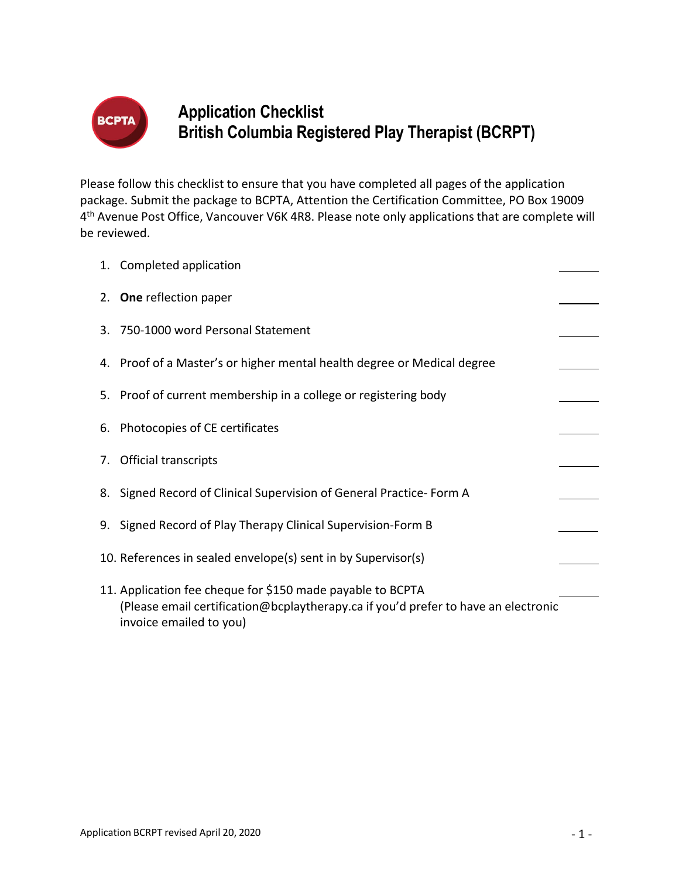# Application Checklist
# British Columbia Registered Play Therapist (BCRPT)

Please follow this checklist to ensure that you have completed all pages of the application package. Submit the package to BCPTA, Attention the Certification Committee, PO Box 19009 4th Avenue Post Office, Vancouver V6K 4R8. Please note only applications that are complete will be reviewed.

1. Completed application \_\_\_\_\_\_
2. **One** reflection paper \_\_\_\_\_\_
3. 750-1000 word Personal Statement \_\_\_\_\_\_
4. Proof of a Master's or higher mental health degree or Medical degree \_\_\_\_\_\_
5. Proof of current membership in a college or registering body \_\_\_\_\_\_
6. Photocopies of CE certificates \_\_\_\_\_\_
7. Official transcripts \_\_\_\_\_\_
8. Signed Record of Clinical Supervision of General Practice- Form A \_\_\_\_\_\_
9. Signed Record of Play Therapy Clinical Supervision-Form B \_\_\_\_\_\_
10. References in sealed envelope(s) sent in by Supervisor(s) \_\_\_\_\_\_
11. Application fee cheque for $150 made payable to BCPTA \_\_\_\_\_\_
    (Please email certification@bcplaytherapy.ca if you'd prefer to have an electronic invoice emailed to you)

Application BCRPT revised April 20, 2020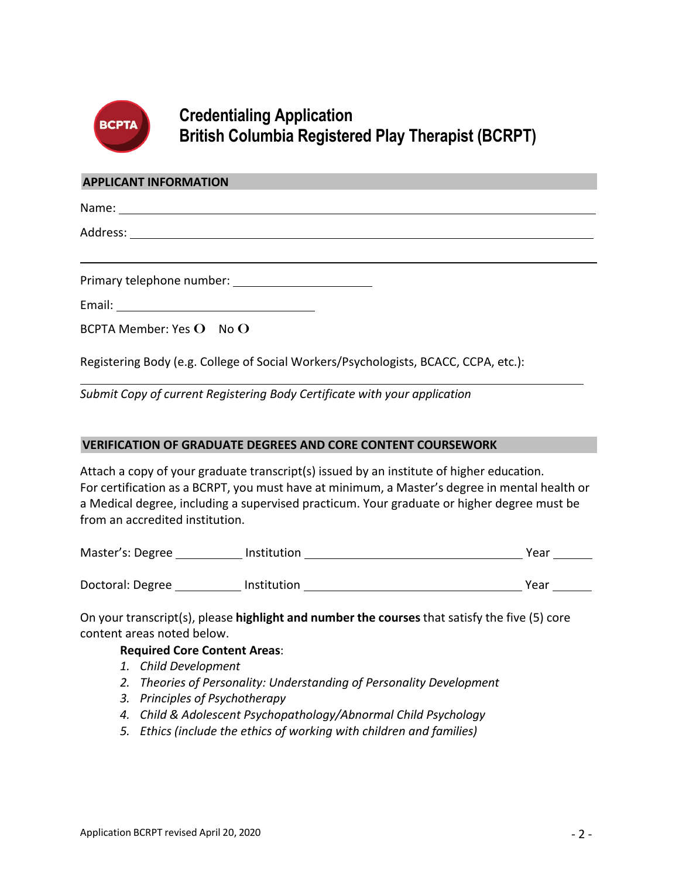# Credentialing Application
# British Columbia Registered Play Therapist (BCRPT)

## APPLICANT INFORMATION

Name: ____________________________________________

Address: ____________________________________________

____________________________________________

Primary telephone number: ____________________

Email: ____________________________

BCPTA Member: Yes O No O

Registering Body (e.g. College of Social Workers/Psychologists, BCACC, CCPA, etc.):

____________________________________________

*Submit Copy of current Registering Body Certificate with your application*

## VERIFICATION OF GRADUATE DEGREES AND CORE CONTENT COURSEWORK

Attach a copy of your graduate transcript(s) issued by an institute of higher education. For certification as a BCRPT, you must have at minimum, a Master's degree in mental health or a Medical degree, including a supervised practicum. Your graduate or higher degree must be from an accredited institution.

Master's: Degree __________ Institution ______________________________ Year ______

Doctoral: Degree __________ Institution ______________________________ Year ______

On your transcript(s), please **highlight and number the courses** that satisfy the five (5) core content areas noted below.

**Required Core Content Areas**:

1. *Child Development*
2. *Theories of Personality: Understanding of Personality Development*
3. *Principles of Psychotherapy*
4. *Child & Adolescent Psychopathology/Abnormal Child Psychology*
5. *Ethics (include the ethics of working with children and families)*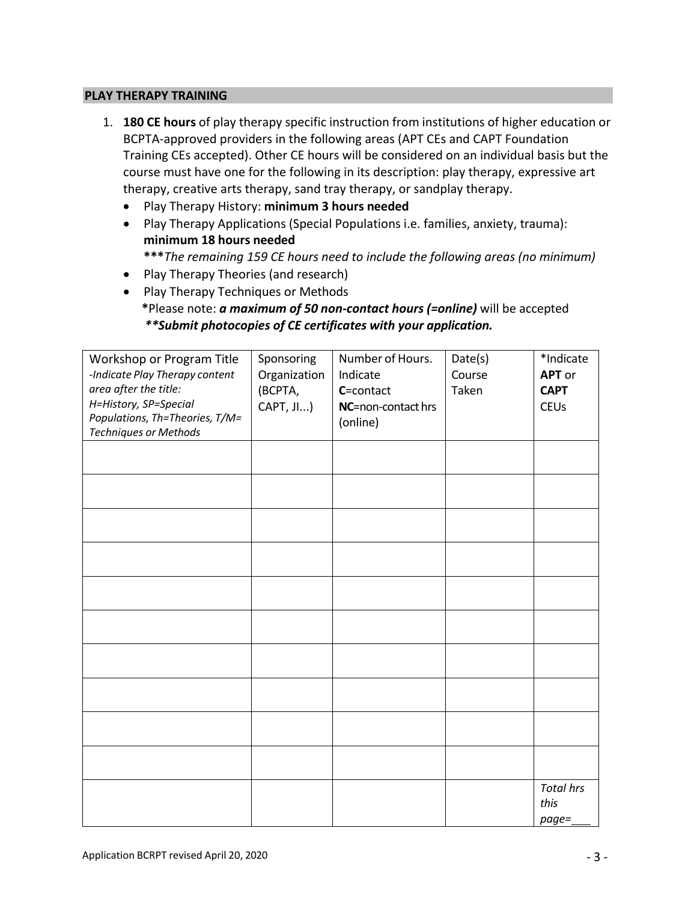## PLAY THERAPY TRAINING

1. **180 CE hours** of play therapy specific instruction from institutions of higher education or BCPTA-approved providers in the following areas (APT CEs and CAPT Foundation Training CEs accepted). Other CE hours will be considered on an individual basis but the course must have one for the following in its description: play therapy, expressive art therapy, creative arts therapy, sand tray therapy, or sandplay therapy.
   - Play Therapy History: **minimum 3 hours needed**
   - Play Therapy Applications (Special Populations i.e. families, anxiety, trauma): **minimum 18 hours needed**

     ****The remaining 159 CE hours need to include the following areas (no minimum)*
   - Play Therapy Theories (and research)
   - Play Therapy Techniques or Methods

     **\***Please note: ***a maximum of 50 non-contact hours (=online)*** will be accepted

     ***\*\*Submit photocopies of CE certificates with your application.***

| Workshop or Program Title<br>*-Indicate Play Therapy content area after the title: H=History, SP=Special Populations, Th=Theories, T/M= Techniques or Methods* | Sponsoring Organization (BCPTA, CAPT, JI...) | Number of Hours. Indicate **C**=contact **NC**=non-contact hrs (online) | Date(s) Course Taken | *Indicate **APT** or **CAPT** CEUs |
|---|---|---|---|---|
| | | | | |
| | | | | |
| | | | | |
| | | | | |
| | | | | |
| | | | | |
| | | | | |
| | | | | |
| | | | | |
| | | | | |
| | | | | *Total hrs this page=___* |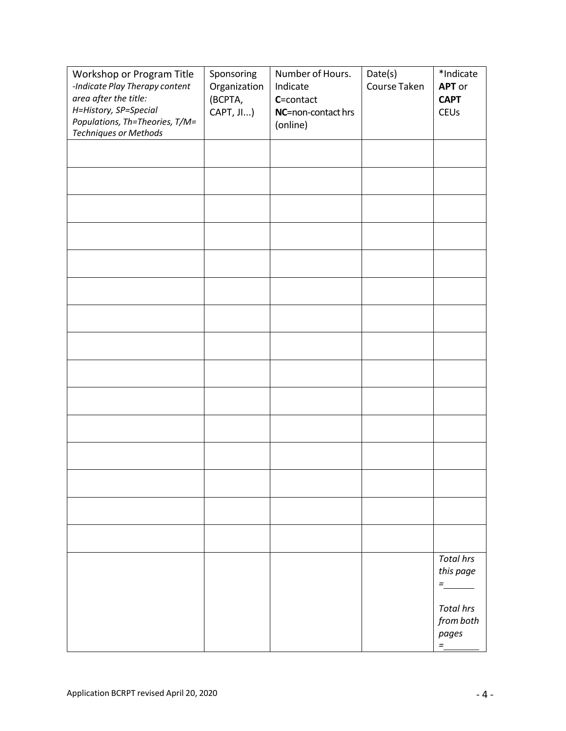| Workshop or Program Title<br>*-Indicate Play Therapy content area after the title: H=History, SP=Special Populations, Th=Theories, T/M= Techniques or Methods* | Sponsoring Organization (BCPTA, CAPT, JI...) | Number of Hours. Indicate **C**=contact **NC**=non-contact hrs (online) | Date(s) Course Taken | *Indicate **APT** or **CAPT** CEUs |
|---|---|---|---|---|
| | | | | |
| | | | | |
| | | | | |
| | | | | |
| | | | | |
| | | | | |
| | | | | |
| | | | | |
| | | | | |
| | | | | |
| | | | | |
| | | | | |
| | | | | |
| | | | | |
| | | | | |
| | | | | *Total hrs this page =______*<br><br>*Total hrs from both pages =______* |

Application BCRPT revised April 20, 2020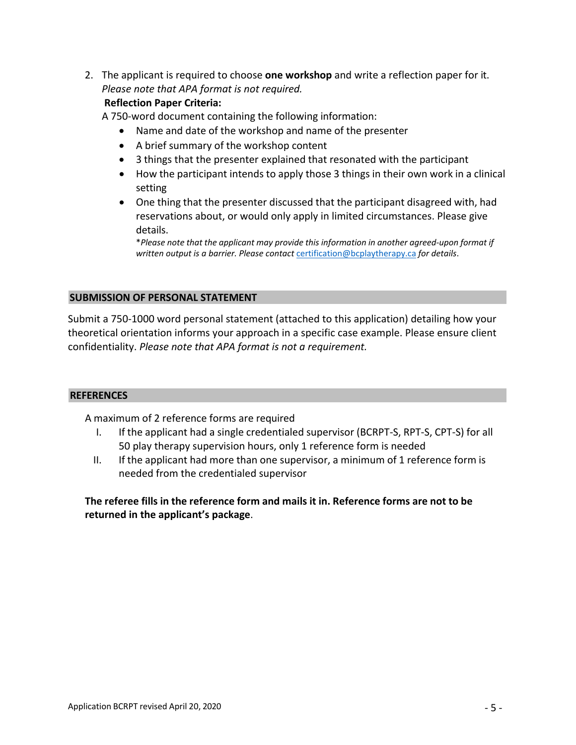2. The applicant is required to choose **one workshop** and write a reflection paper for it. *Please note that APA format is not required.*

   **Reflection Paper Criteria:**

   A 750-word document containing the following information:

   - Name and date of the workshop and name of the presenter
   - A brief summary of the workshop content
   - 3 things that the presenter explained that resonated with the participant
   - How the participant intends to apply those 3 things in their own work in a clinical setting
   - One thing that the presenter discussed that the participant disagreed with, had reservations about, or would only apply in limited circumstances. Please give details.

     **Please note that the applicant may provide this information in another agreed-upon format if written output is a barrier. Please contact* certification@bcplaytherapy.ca *for details*.

## SUBMISSION OF PERSONAL STATEMENT

Submit a 750-1000 word personal statement (attached to this application) detailing how your theoretical orientation informs your approach in a specific case example. Please ensure client confidentiality. *Please note that APA format is not a requirement.*

## REFERENCES

A maximum of 2 reference forms are required

I. If the applicant had a single credentialed supervisor (BCRPT-S, RPT-S, CPT-S) for all 50 play therapy supervision hours, only 1 reference form is needed

II. If the applicant had more than one supervisor, a minimum of 1 reference form is needed from the credentialed supervisor

**The referee fills in the reference form and mails it in. Reference forms are not to be returned in the applicant's package**.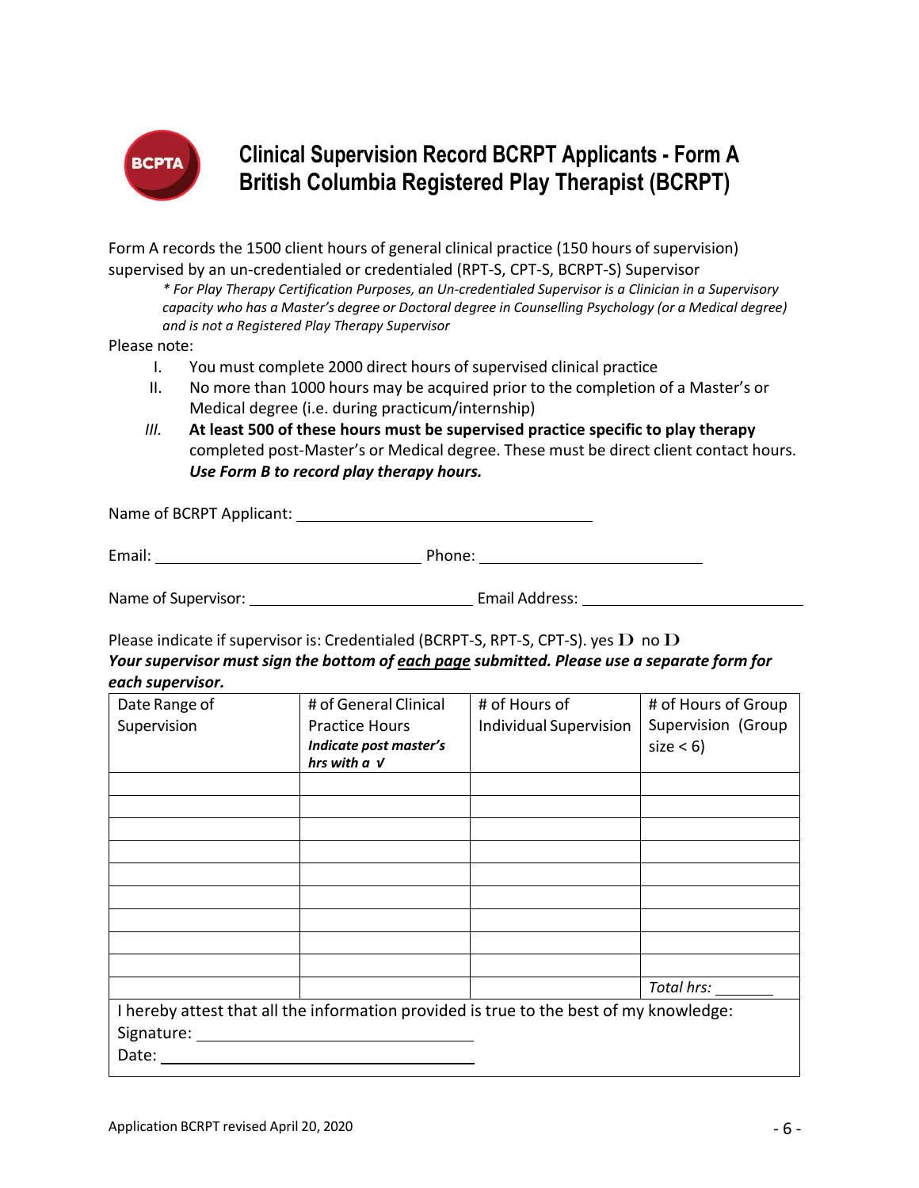# Clinical Supervision Record BCRPT Applicants - Form A
# British Columbia Registered Play Therapist (BCRPT)

Form A records the 1500 client hours of general clinical practice (150 hours of supervision) supervised by an un-credentialed or credentialed (RPT-S, CPT-S, BCRPT-S) Supervisor

> *\* For Play Therapy Certification Purposes, an Un-credentialed Supervisor is a Clinician in a Supervisory capacity who has a Master's degree or Doctoral degree in Counselling Psychology (or a Medical degree) and is not a Registered Play Therapy Supervisor*

Please note:

I. You must complete 2000 direct hours of supervised clinical practice
II. No more than 1000 hours may be acquired prior to the completion of a Master's or Medical degree (i.e. during practicum/internship)
*III.* **At least 500 of these hours must be supervised practice specific to play therapy** completed post-Master's or Medical degree. These must be direct client contact hours. ***Use Form B to record play therapy hours.***

Name of BCRPT Applicant: ____________________________

Email: ______________________ Phone: ______________________

Name of Supervisor: ______________________ Email Address: ______________________

Please indicate if supervisor is: Credentialed (BCRPT-S, RPT-S, CPT-S). yes ☐ no ☐

***Your supervisor must sign the bottom of <u>each page</u> submitted. Please use a separate form for each supervisor.***

| Date Range of Supervision | # of General Clinical Practice Hours ***Indicate post master's hrs with a √*** | # of Hours of Individual Supervision | # of Hours of Group Supervision (Group size < 6) |
|---|---|---|---|
| | | | |
| | | | |
| | | | |
| | | | |
| | | | |
| | | | |
| | | | |
| | | | |
| | | | |
| | | | *Total hrs:* ______ |

I hereby attest that all the information provided is true to the best of my knowledge:

Signature: ______________________

Date: ______________________

Application BCRPT revised April 20, 2020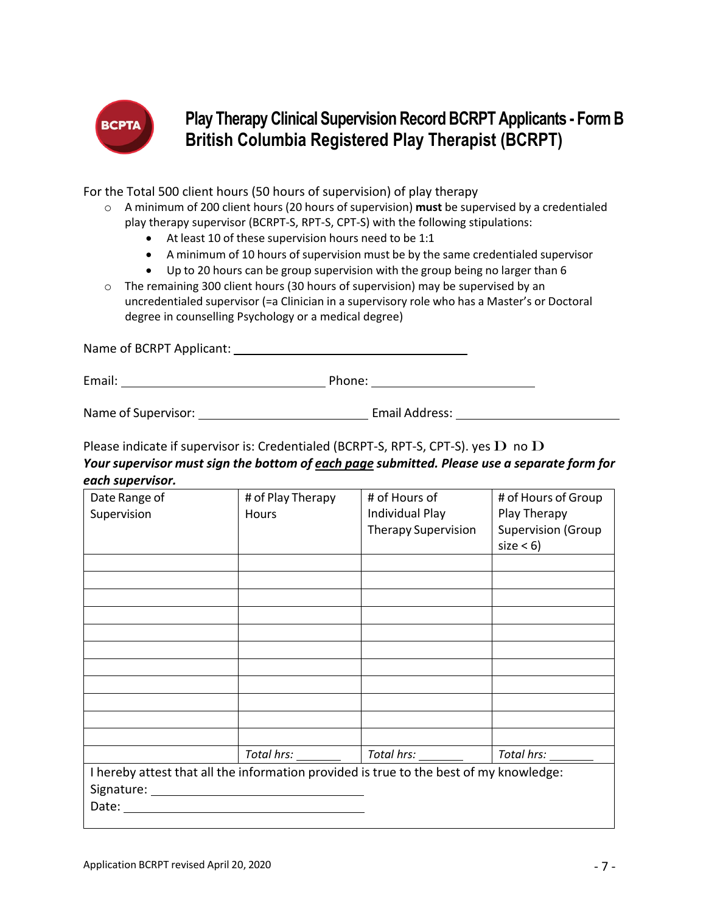# Play Therapy Clinical Supervision Record BCRPT Applicants - Form B
# British Columbia Registered Play Therapist (BCRPT)

For the Total 500 client hours (50 hours of supervision) of play therapy

- A minimum of 200 client hours (20 hours of supervision) **must** be supervised by a credentialed play therapy supervisor (BCRPT-S, RPT-S, CPT-S) with the following stipulations:
  - At least 10 of these supervision hours need to be 1:1
  - A minimum of 10 hours of supervision must be by the same credentialed supervisor
  - Up to 20 hours can be group supervision with the group being no larger than 6
- The remaining 300 client hours (30 hours of supervision) may be supervised by an uncredentialed supervisor (=a Clinician in a supervisory role who has a Master's or Doctoral degree in counselling Psychology or a medical degree)

Name of BCRPT Applicant: ______________________________

Email: ________________________ Phone: ____________________

Name of Supervisor: ____________________ Email Address: ____________________

Please indicate if supervisor is: Credentialed (BCRPT-S, RPT-S, CPT-S). yes ☐ no ☐

***Your supervisor must sign the bottom of each page submitted. Please use a separate form for each supervisor.***

| Date Range of Supervision | # of Play Therapy Hours | # of Hours of Individual Play Therapy Supervision | # of Hours of Group Play Therapy Supervision (Group size < 6) |
|---|---|---|---|
| | | | |
| | | | |
| | | | |
| | | | |
| | | | |
| | | | |
| | | | |
| | | | |
| | | | |
| | | | |
| | | | |
| | *Total hrs:* ______ | *Total hrs:* ______ | *Total hrs:* ______ |

I hereby attest that all the information provided is true to the best of my knowledge:

Signature: ______________________________

Date: ______________________________

Application BCRPT revised April 20, 2020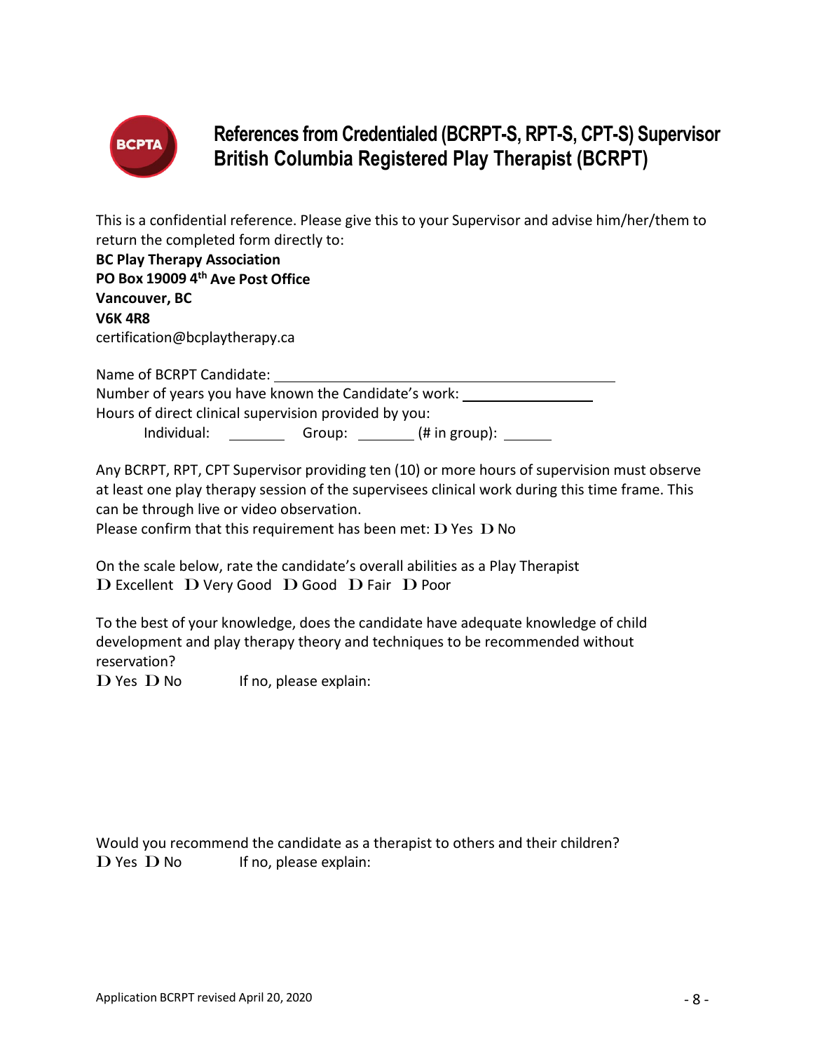# References from Credentialed (BCRPT-S, RPT-S, CPT-S) Supervisor
# British Columbia Registered Play Therapist (BCRPT)

This is a confidential reference. Please give this to your Supervisor and advise him/her/them to return the completed form directly to:

**BC Play Therapy Association**
**PO Box 19009 4th Ave Post Office**
**Vancouver, BC**
**V6K 4R8**
certification@bcplaytherapy.ca

Name of BCRPT Candidate: ______________________________

Number of years you have known the Candidate's work: ______________

Hours of direct clinical supervision provided by you:

Individual: ______ Group: ______ (# in group): _____

Any BCRPT, RPT, CPT Supervisor providing ten (10) or more hours of supervision must observe at least one play therapy session of the supervisees clinical work during this time frame. This can be through live or video observation.

Please confirm that this requirement has been met: ☐ Yes ☐ No

On the scale below, rate the candidate's overall abilities as a Play Therapist

☐ Excellent ☐ Very Good ☐ Good ☐ Fair ☐ Poor

To the best of your knowledge, does the candidate have adequate knowledge of child development and play therapy theory and techniques to be recommended without reservation?

☐ Yes ☐ No If no, please explain:

Would you recommend the candidate as a therapist to others and their children?

☐ Yes ☐ No If no, please explain: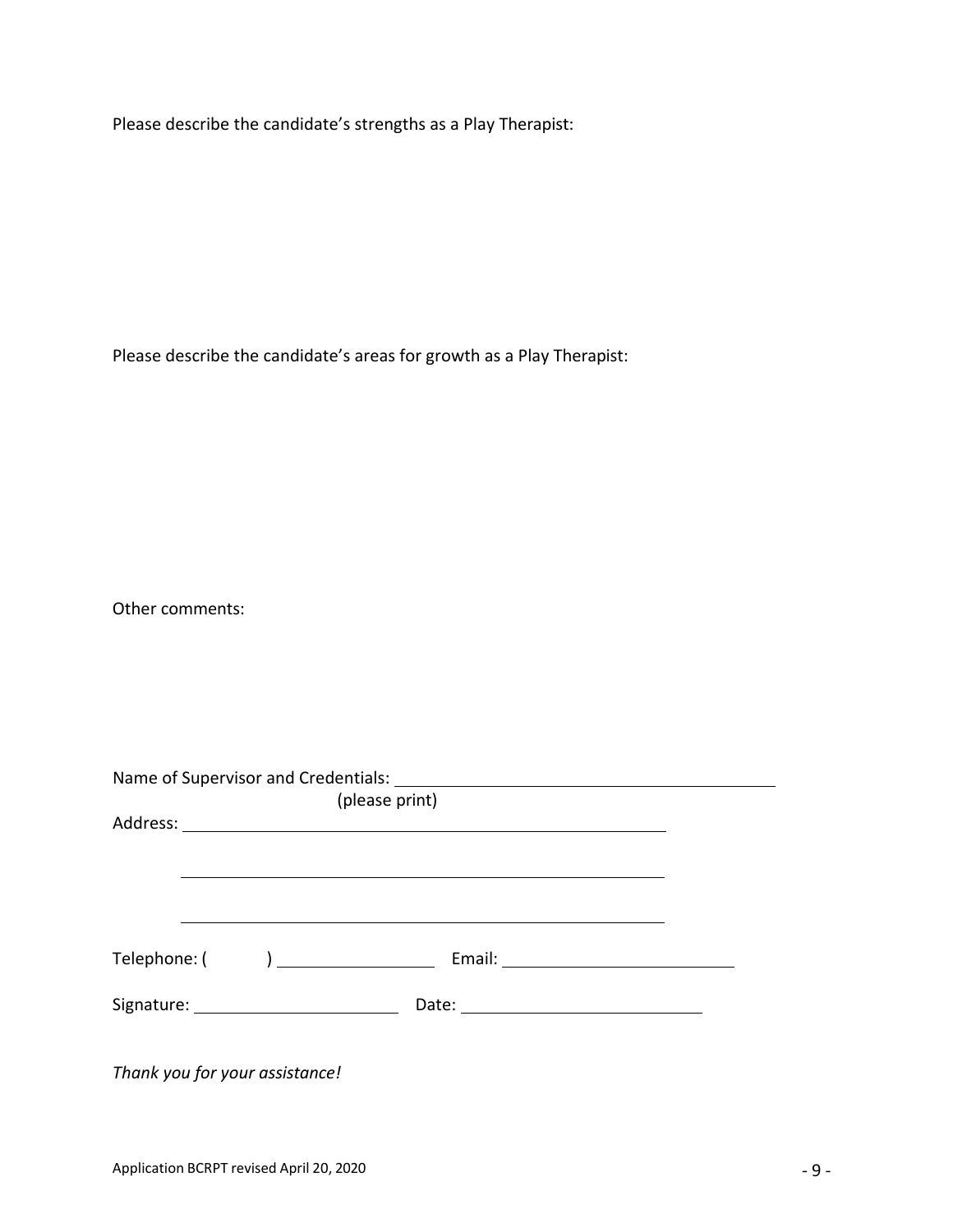Please describe the candidate's strengths as a Play Therapist:

Please describe the candidate's areas for growth as a Play Therapist:

Other comments:

Name of Supervisor and Credentials: ______________________________________________
(please print)

Address: ______________________________________________

______________________________________________

______________________________________________

Telephone: (        ) ____________________ Email: ______________________________

Signature: ________________________ Date: ______________________________

*Thank you for your assistance!*

Application BCRPT revised April 20, 2020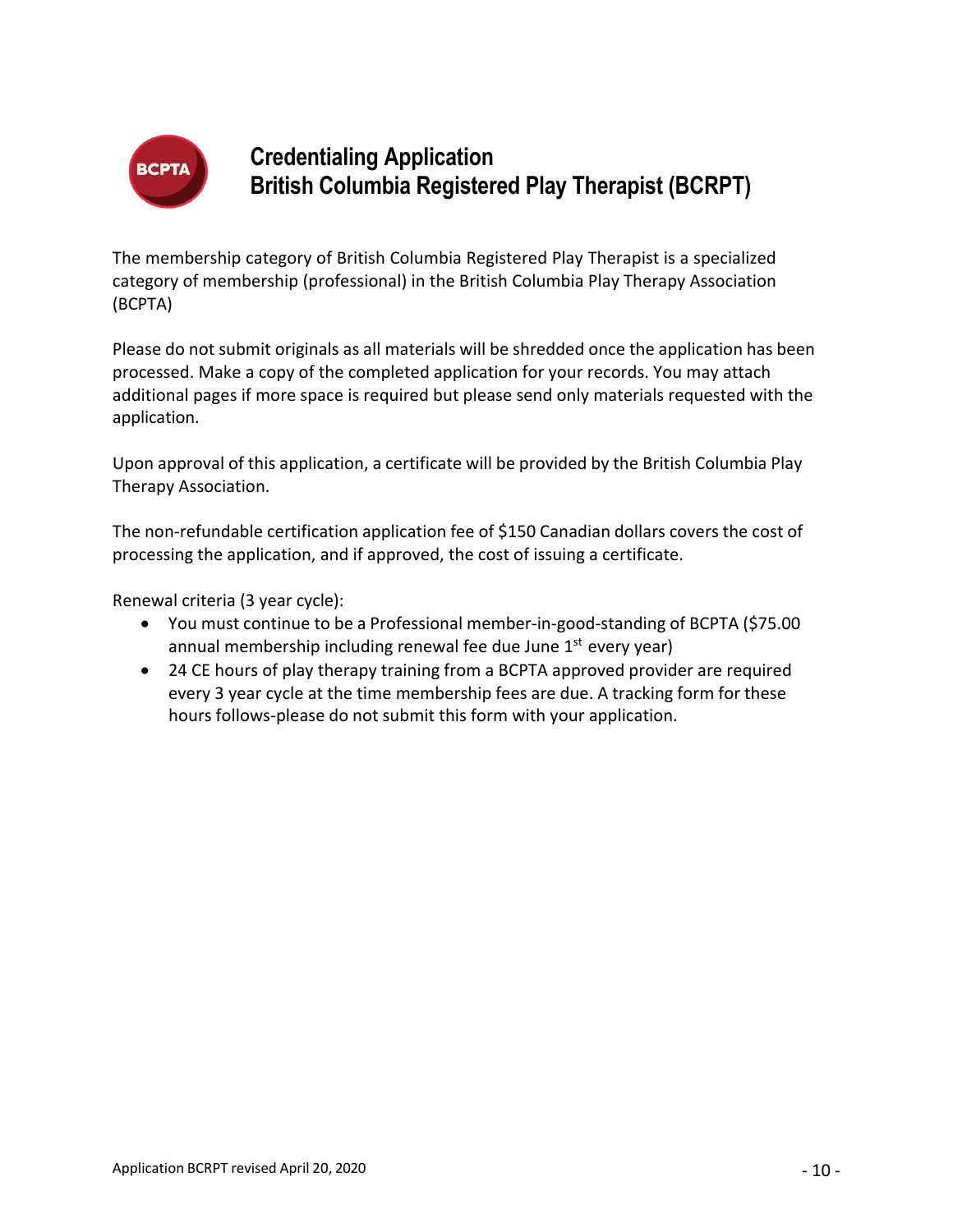# Credentialing Application
# British Columbia Registered Play Therapist (BCRPT)

The membership category of British Columbia Registered Play Therapist is a specialized category of membership (professional) in the British Columbia Play Therapy Association (BCPTA)

Please do not submit originals as all materials will be shredded once the application has been processed. Make a copy of the completed application for your records. You may attach additional pages if more space is required but please send only materials requested with the application.

Upon approval of this application, a certificate will be provided by the British Columbia Play Therapy Association.

The non-refundable certification application fee of $150 Canadian dollars covers the cost of processing the application, and if approved, the cost of issuing a certificate.

Renewal criteria (3 year cycle):

- You must continue to be a Professional member-in-good-standing of BCPTA ($75.00 annual membership including renewal fee due June 1st every year)
- 24 CE hours of play therapy training from a BCPTA approved provider are required every 3 year cycle at the time membership fees are due. A tracking form for these hours follows-please do not submit this form with your application.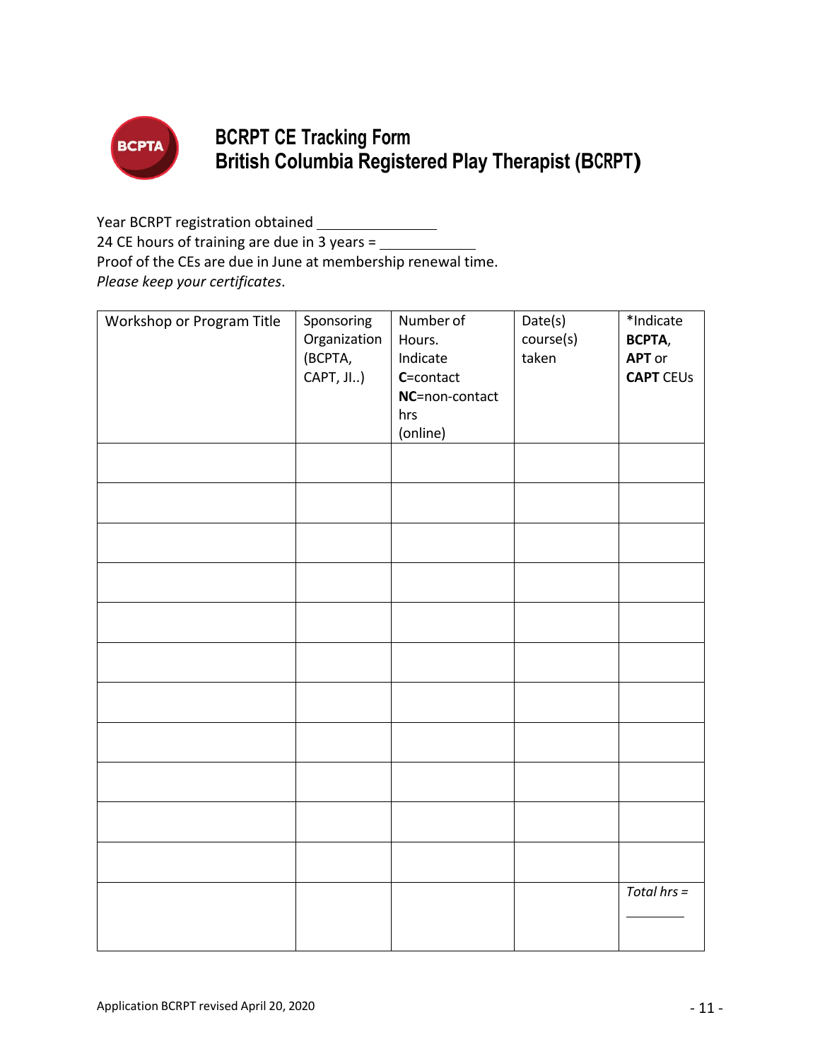# BCRPT CE Tracking Form
# British Columbia Registered Play Therapist (BCRPT)

Year BCRPT registration obtained ______________
24 CE hours of training are due in 3 years = ____________
Proof of the CEs are due in June at membership renewal time.
*Please keep your certificates*.

| Workshop or Program Title | Sponsoring Organization (BCPTA, CAPT, JI..) | Number of Hours. Indicate **C**=contact **NC**=non-contact hrs (online) | Date(s) course(s) taken | *Indicate **BCPTA**, **APT** or **CAPT** CEUs |
|---|---|---|---|---|
| | | | | |
| | | | | |
| | | | | |
| | | | | |
| | | | | |
| | | | | |
| | | | | |
| | | | | |
| | | | | |
| | | | | |
| | | | | |
| | | | | *Total hrs =* ________ |

Application BCRPT revised April 20, 2020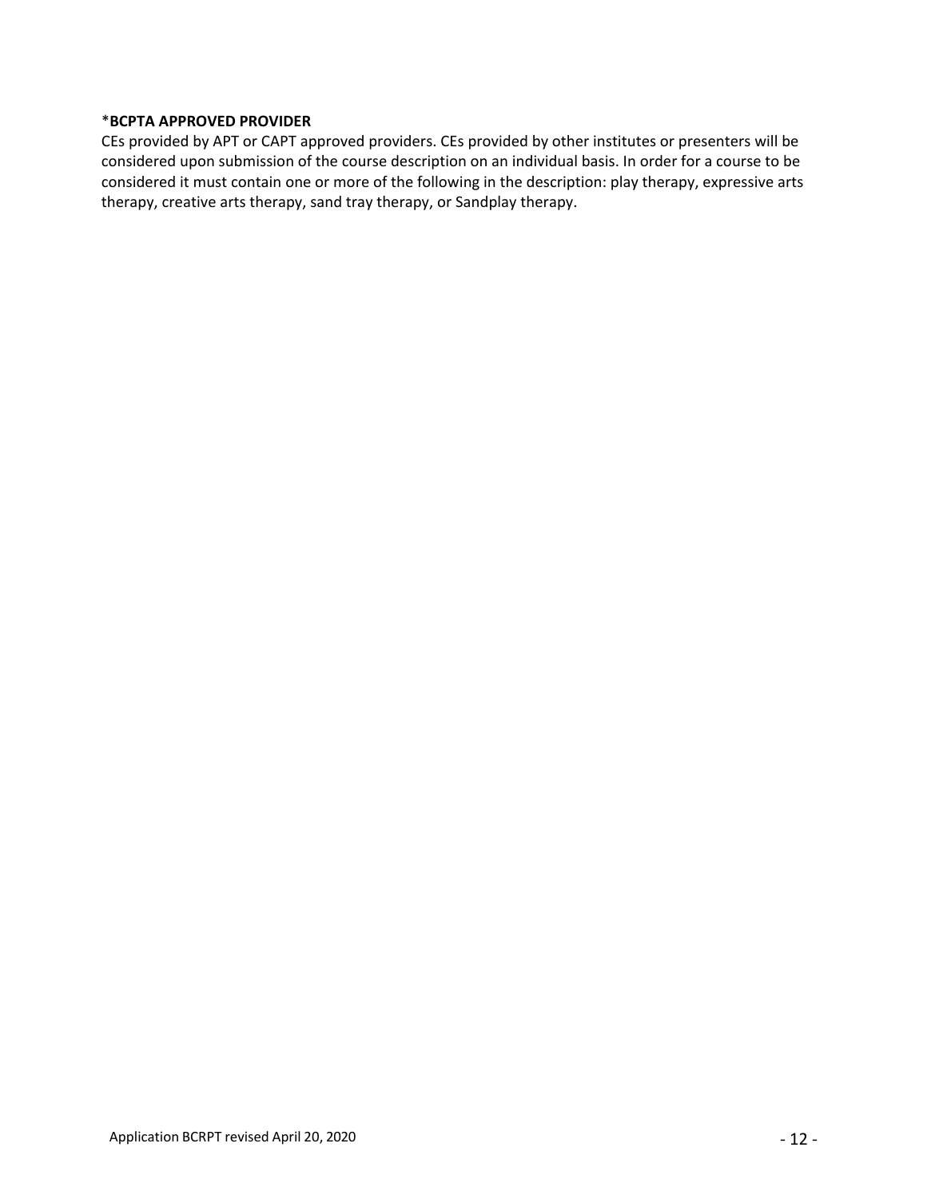*__BCPTA APPROVED PROVIDER__

CEs provided by APT or CAPT approved providers. CEs provided by other institutes or presenters will be considered upon submission of the course description on an individual basis. In order for a course to be considered it must contain one or more of the following in the description: play therapy, expressive arts therapy, creative arts therapy, sand tray therapy, or Sandplay therapy.